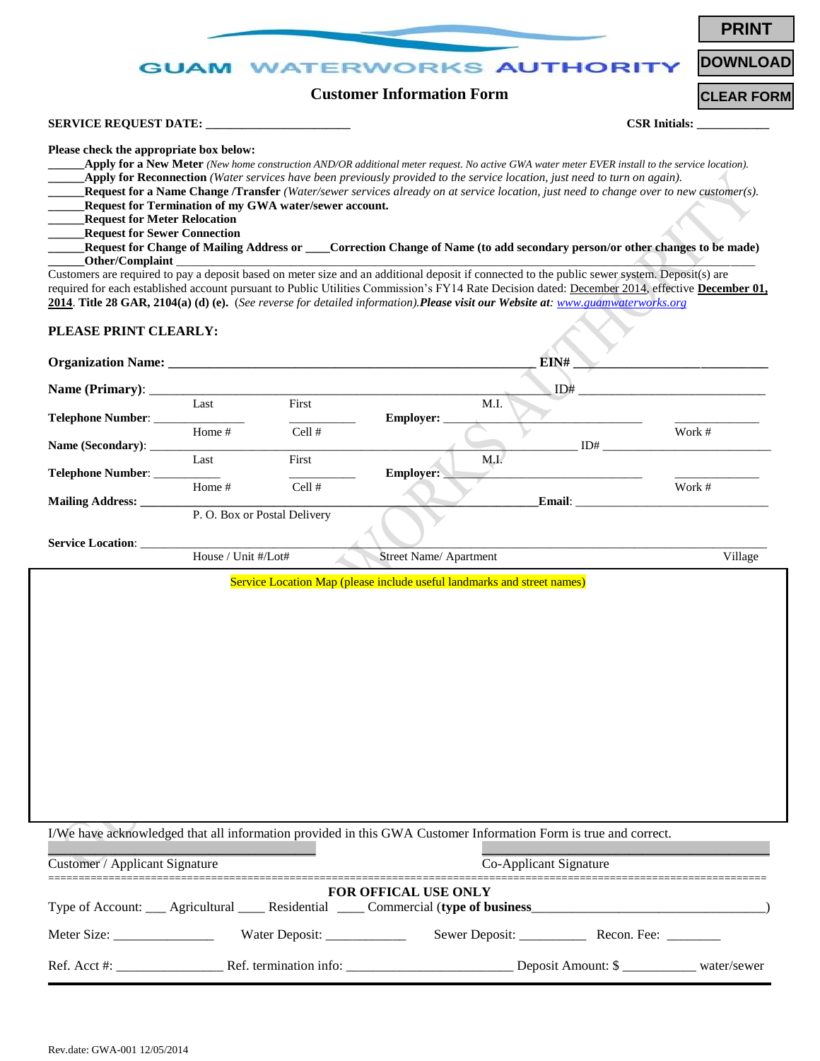# GUAM WATERWORKS AUTHORITY

PRINT | DOWNLOAD | CLEAR FORM

## Customer Information Form

**SERVICE REQUEST DATE:** ______________________ **CSR Initials:** ____________

**Please check the appropriate box below:**

______**Apply for a New Meter** *(New home construction AND/OR additional meter request. No active GWA water meter EVER install to the service location).*
______**Apply for Reconnection** *(Water services have been previously provided to the service location, just need to turn on again).*
______**Request for a Name Change /Transfer** *(Water/sewer services already on at service location, just need to change over to new customer(s).*
______**Request for Termination of my GWA water/sewer account.**
______**Request for Meter Relocation**
______**Request for Sewer Connection**
______**Request for Change of Mailing Address or ____Correction Change of Name (to add secondary person/or other changes to be made)**
______**Other/Complaint** ______________________________________________________________________________

Customers are required to pay a deposit based on meter size and an additional deposit if connected to the public sewer system. Deposit(s) are required for each established account pursuant to Public Utilities Commission's FY14 Rate Decision dated: December 2014, effective **December 01, 2014**. **Title 28 GAR, 2104(a) (d) (e).** (*See reverse for detailed information).* ***Please visit our Website at:*** *www.guamwaterworks.org*

**PLEASE PRINT CLEARLY:**

**Organization Name:** ______________________________________________________ **EIN#** ______________________________

**Name (Primary)**: __________________________________________________________ ID# ______________________________
Last First M.I.

**Telephone Number**: ______________ ___________ **Employer:** ______________________________ _____________
Home # Cell # Work #

**Name (Secondary)**: __________________________________________________________ ID# ______________________________
Last First M.I.

**Telephone Number**: ______________ ___________ **Employer:** ______________________________ _____________
Home # Cell # Work #

**Mailing Address:** __________________________________________________ **Email**: ______________________________
P. O. Box or Postal Delivery

**Service Location**: ______________________________________________________________________________________
House / Unit #/Lot# Street Name/ Apartment Village

Service Location Map (please include useful landmarks and street names)

I/We have acknowledged that all information provided in this GWA Customer Information Form is true and correct.

______________________________ ______________________________
Customer / Applicant Signature Co-Applicant Signature

===================================================================================

**FOR OFFICAL USE ONLY**

Type of Account: ___ Agricultural ____ Residential ____ Commercial (**type of business**_________________________________)

Meter Size: _______________ Water Deposit: ____________ Sewer Deposit: __________ Recon. Fee: ________

Ref. Acct #: _______________ Ref. termination info: ________________________ Deposit Amount: $ ___________ water/sewer

Rev.date: GWA-001 12/05/2014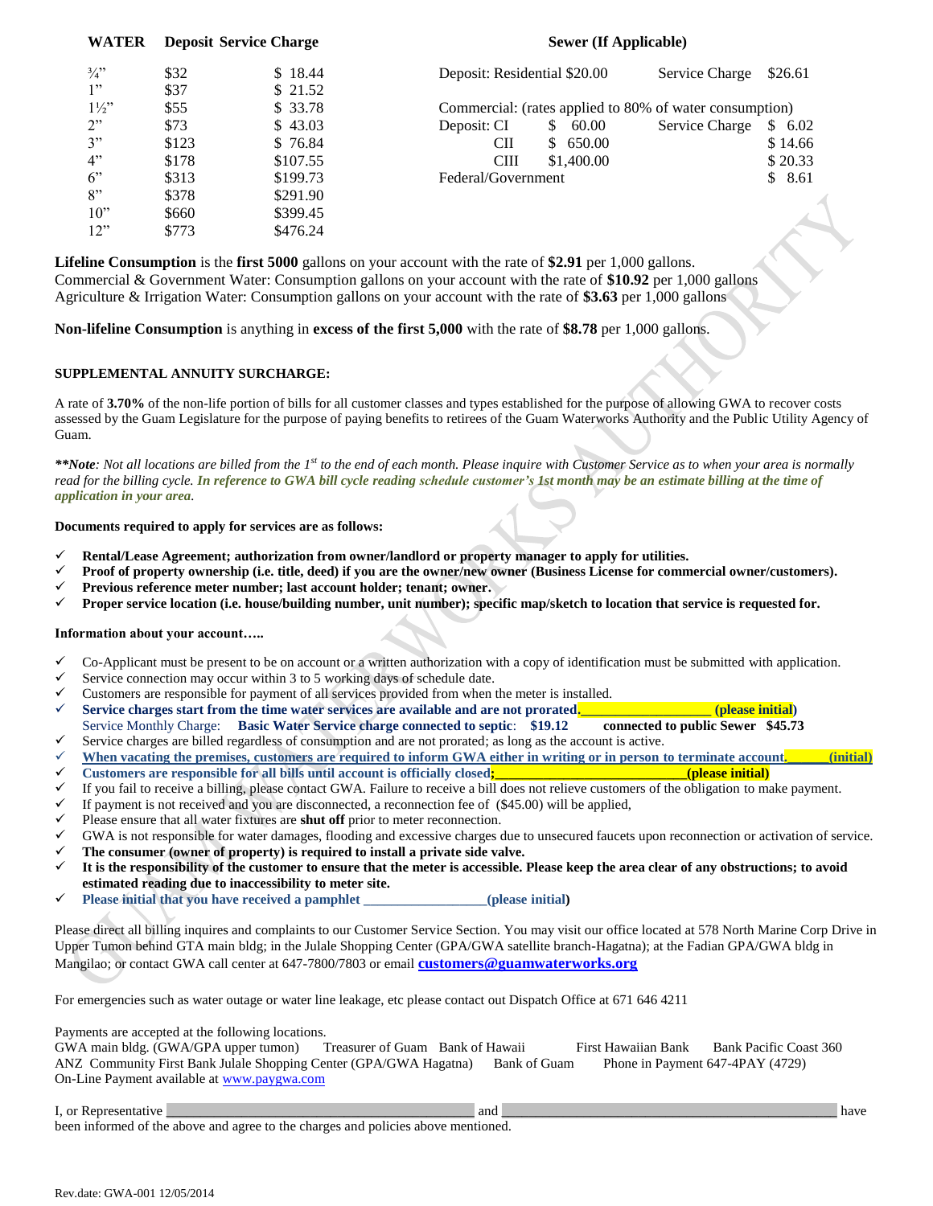| WATER | Deposit | Service Charge |
|---|---|---|
| ¾" | $32 | $ 18.44 |
| 1" | $37 | $ 21.52 |
| 1½" | $55 | $ 33.78 |
| 2" | $73 | $ 43.03 |
| 3" | $123 | $ 76.84 |
| 4" | $178 | $107.55 |
| 6" | $313 | $199.73 |
| 8" | $378 | $291.90 |
| 10" | $660 | $399.45 |
| 12" | $773 | $476.24 |

**Sewer (If Applicable)**

| | | | |
|---|---|---|---|
| Deposit: Residential $20.00 | | Service Charge | $26.61 |
| Commercial: (rates applied to 80% of water consumption) | | | |
| Deposit: CI | $ 60.00 | Service Charge | $ 6.02 |
| CII | $ 650.00 | | $ 14.66 |
| CIII | $1,400.00 | | $ 20.33 |
| Federal/Government | | | $ 8.61 |

**Lifeline Consumption** is the **first 5000** gallons on your account with the rate of **$2.91** per 1,000 gallons.
Commercial & Government Water: Consumption gallons on your account with the rate of **$10.92** per 1,000 gallons
Agriculture & Irrigation Water: Consumption gallons on your account with the rate of **$3.63** per 1,000 gallons

**Non-lifeline Consumption** is anything in **excess of the first 5,000** with the rate of **$8.78** per 1,000 gallons.

**SUPPLEMENTAL ANNUITY SURCHARGE:**

A rate of **3.70%** of the non-life portion of bills for all customer classes and types established for the purpose of allowing GWA to recover costs assessed by the Guam Legislature for the purpose of paying benefits to retirees of the Guam Waterworks Authority and the Public Utility Agency of Guam.

***\*\*Note**: Not all locations are billed from the 1st to the end of each month. Please inquire with Customer Service as to when your area is normally read for the billing cycle. **In reference to GWA bill cycle reading schedule customer's 1st month may be an estimate billing at the time of application in your area**.*

**Documents required to apply for services are as follows:**

- ✓ **Rental/Lease Agreement; authorization from owner/landlord or property manager to apply for utilities.**
- ✓ **Proof of property ownership (i.e. title, deed) if you are the owner/new owner (Business License for commercial owner/customers).**
- ✓ **Previous reference meter number; last account holder; tenant; owner.**
- ✓ **Proper service location (i.e. house/building number, unit number); specific map/sketch to location that service is requested for.**

**Information about your account…..**

- ✓ Co-Applicant must be present to be on account or a written authorization with a copy of identification must be submitted with application.
- ✓ Service connection may occur within 3 to 5 working days of schedule date.
- ✓ Customers are responsible for payment of all services provided from when the meter is installed.
- ✓ **Service charges start from the time water services are available and are not prorated.__________________ (please initial)**
  Service Monthly Charge: **Basic Water Service charge connected to septic: $19.12 connected to public Sewer $45.73**
- ✓ Service charges are billed regardless of consumption and are not prorated; as long as the account is active.
- ✓ **When vacating the premises, customers are required to inform GWA either in writing or in person to terminate account.______(initial)**
- ✓ **Customers are responsible for all bills until account is officially closed;__________________________(please initial)**
- ✓ If you fail to receive a billing, please contact GWA. Failure to receive a bill does not relieve customers of the obligation to make payment.
- ✓ If payment is not received and you are disconnected, a reconnection fee of ($45.00) will be applied,
- ✓ Please ensure that all water fixtures are **shut off** prior to meter reconnection.
- ✓ GWA is not responsible for water damages, flooding and excessive charges due to unsecured faucets upon reconnection or activation of service.
- ✓ **The consumer (owner of property) is required to install a private side valve.**
- ✓ **It is the responsibility of the customer to ensure that the meter is accessible. Please keep the area clear of any obstructions; to avoid estimated reading due to inaccessibility to meter site.**
- ✓ **Please initial that you have received a pamphlet _________________(please initial)**

Please direct all billing inquires and complaints to our Customer Service Section. You may visit our office located at 578 North Marine Corp Drive in Upper Tumon behind GTA main bldg; in the Julale Shopping Center (GPA/GWA satellite branch-Hagatna); at the Fadian GPA/GWA bldg in Mangilao; or contact GWA call center at 647-7800/7803 or email **customers@guamwaterworks.org**

For emergencies such as water outage or water line leakage, etc please contact out Dispatch Office at 671 646 4211

Payments are accepted at the following locations.
GWA main bldg. (GWA/GPA upper tumon) Treasurer of Guam Bank of Hawaii First Hawaiian Bank Bank Pacific Coast 360
ANZ Community First Bank Julale Shopping Center (GPA/GWA Hagatna) Bank of Guam Phone in Payment 647-4PAY (4729)
On-Line Payment available at www.paygwa.com

I, or Representative ________________________________________ and ________________________________________ have been informed of the above and agree to the charges and policies above mentioned.

Rev.date: GWA-001 12/05/2014